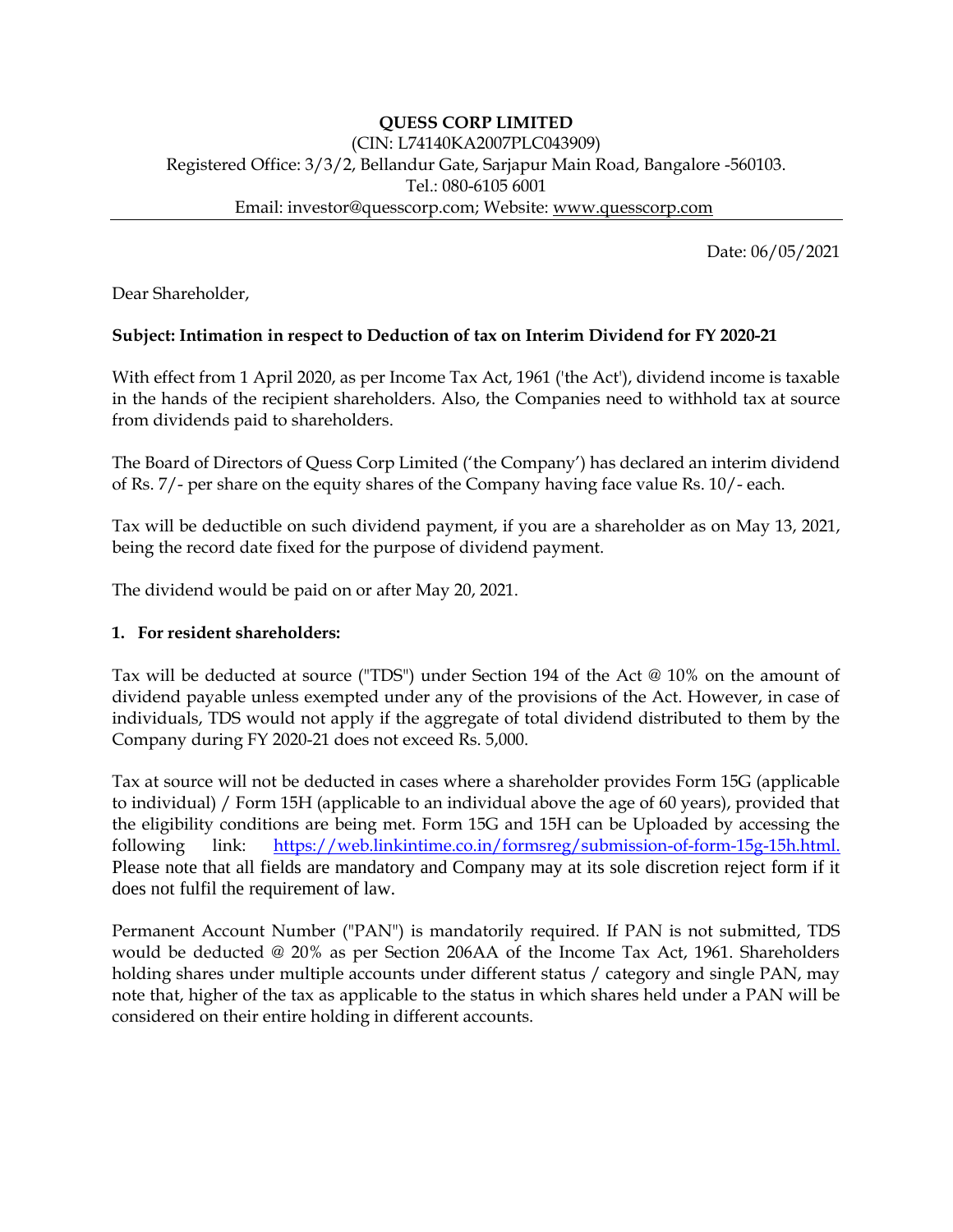**QUESS CORP LIMITED**

(CIN: L74140KA2007PLC043909)

Registered Office: 3/3/2, Bellandur Gate, Sarjapur Main Road, Bangalore -560103.

Tel.: 080-6105 6001

Email: investor@quesscorp.com; Website: www.quesscorp.com

Date: 06/05/2021

Dear Shareholder,

**Subject: Intimation in respect to Deduction of tax on Interim Dividend for FY 2020-21**

With effect from 1 April 2020, as per Income Tax Act, 1961 ('the Act'), dividend income is taxable in the hands of the recipient shareholders. Also, the Companies need to withhold tax at source from dividends paid to shareholders.

The Board of Directors of Quess Corp Limited ('the Company') has declared an interim dividend of Rs. 7/- per share on the equity shares of the Company having face value Rs. 10/- each.

Tax will be deductible on such dividend payment, if you are a shareholder as on May 13, 2021, being the record date fixed for the purpose of dividend payment.

The dividend would be paid on or after May 20, 2021.

1. **For resident shareholders:**

Tax will be deducted at source ("TDS") under Section 194 of the Act @ 10% on the amount of dividend payable unless exempted under any of the provisions of the Act. However, in case of individuals, TDS would not apply if the aggregate of total dividend distributed to them by the Company during FY 2020-21 does not exceed Rs. 5,000.

Tax at source will not be deducted in cases where a shareholder provides Form 15G (applicable to individual) / Form 15H (applicable to an individual above the age of 60 years), provided that the eligibility conditions are being met. Form 15G and 15H can be Uploaded by accessing the following link: https://web.linkintime.co.in/formsreg/submission-of-form-15g-15h.html. Please note that all fields are mandatory and Company may at its sole discretion reject form if it does not fulfil the requirement of law.

Permanent Account Number ("PAN") is mandatorily required. If PAN is not submitted, TDS would be deducted @ 20% as per Section 206AA of the Income Tax Act, 1961. Shareholders holding shares under multiple accounts under different status / category and single PAN, may note that, higher of the tax as applicable to the status in which shares held under a PAN will be considered on their entire holding in different accounts.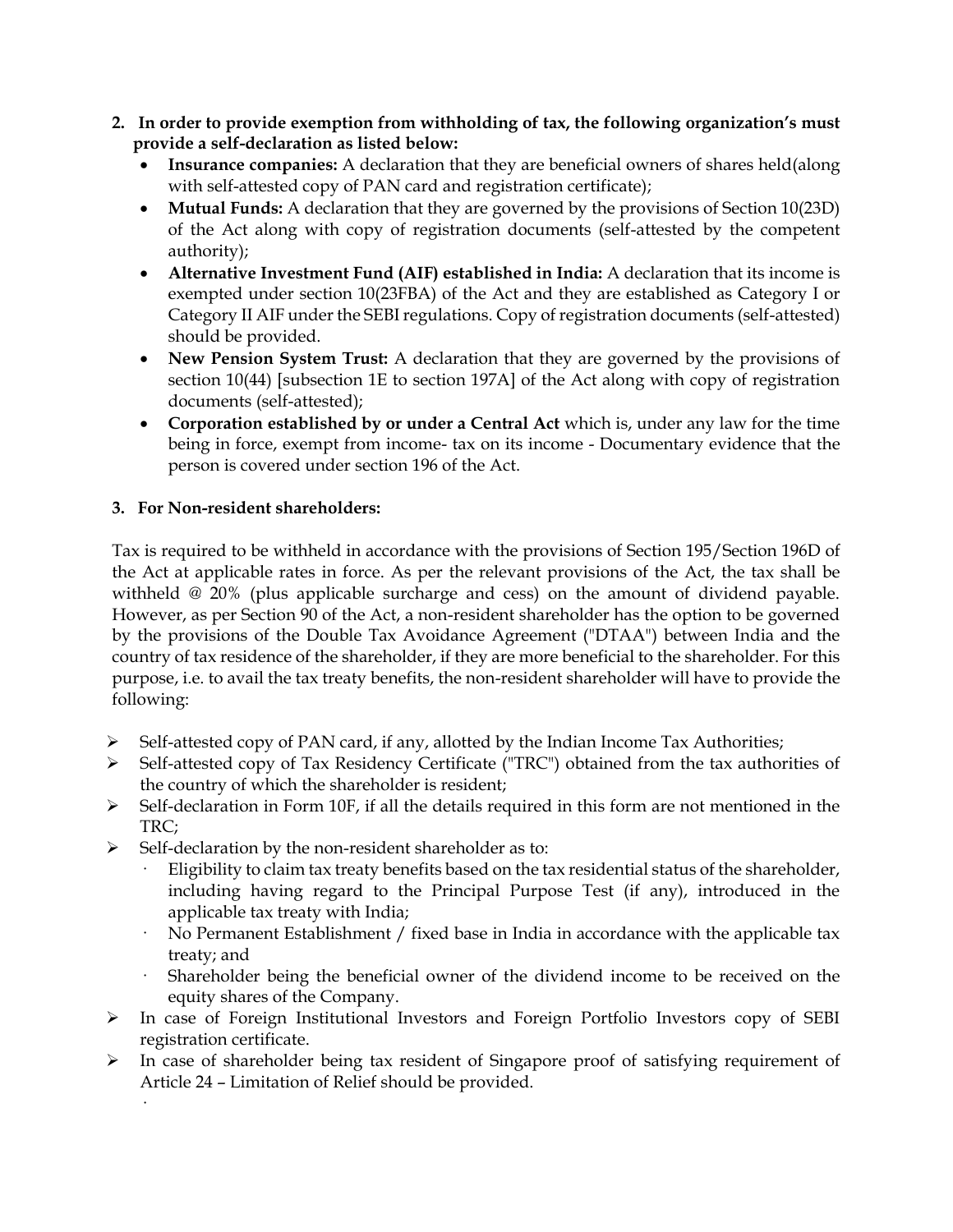2. **In order to provide exemption from withholding of tax, the following organization's must provide a self-declaration as listed below:**
   - **Insurance companies:** A declaration that they are beneficial owners of shares held(along with self-attested copy of PAN card and registration certificate);
   - **Mutual Funds:** A declaration that they are governed by the provisions of Section 10(23D) of the Act along with copy of registration documents (self-attested by the competent authority);
   - **Alternative Investment Fund (AIF) established in India:** A declaration that its income is exempted under section 10(23FBA) of the Act and they are established as Category I or Category II AIF under the SEBI regulations. Copy of registration documents (self-attested) should be provided.
   - **New Pension System Trust:** A declaration that they are governed by the provisions of section 10(44) [subsection 1E to section 197A] of the Act along with copy of registration documents (self-attested);
   - **Corporation established by or under a Central Act** which is, under any law for the time being in force, exempt from income- tax on its income - Documentary evidence that the person is covered under section 196 of the Act.

3. **For Non-resident shareholders:**

Tax is required to be withheld in accordance with the provisions of Section 195/Section 196D of the Act at applicable rates in force. As per the relevant provisions of the Act, the tax shall be withheld @ 20% (plus applicable surcharge and cess) on the amount of dividend payable. However, as per Section 90 of the Act, a non-resident shareholder has the option to be governed by the provisions of the Double Tax Avoidance Agreement ("DTAA") between India and the country of tax residence of the shareholder, if they are more beneficial to the shareholder. For this purpose, i.e. to avail the tax treaty benefits, the non-resident shareholder will have to provide the following:

- Self-attested copy of PAN card, if any, allotted by the Indian Income Tax Authorities;
- Self-attested copy of Tax Residency Certificate ("TRC") obtained from the tax authorities of the country of which the shareholder is resident;
- Self-declaration in Form 10F, if all the details required in this form are not mentioned in the TRC;
- Self-declaration by the non-resident shareholder as to:
  - Eligibility to claim tax treaty benefits based on the tax residential status of the shareholder, including having regard to the Principal Purpose Test (if any), introduced in the applicable tax treaty with India;
  - No Permanent Establishment / fixed base in India in accordance with the applicable tax treaty; and
  - Shareholder being the beneficial owner of the dividend income to be received on the equity shares of the Company.
- In case of Foreign Institutional Investors and Foreign Portfolio Investors copy of SEBI registration certificate.
- In case of shareholder being tax resident of Singapore proof of satisfying requirement of Article 24 – Limitation of Relief should be provided.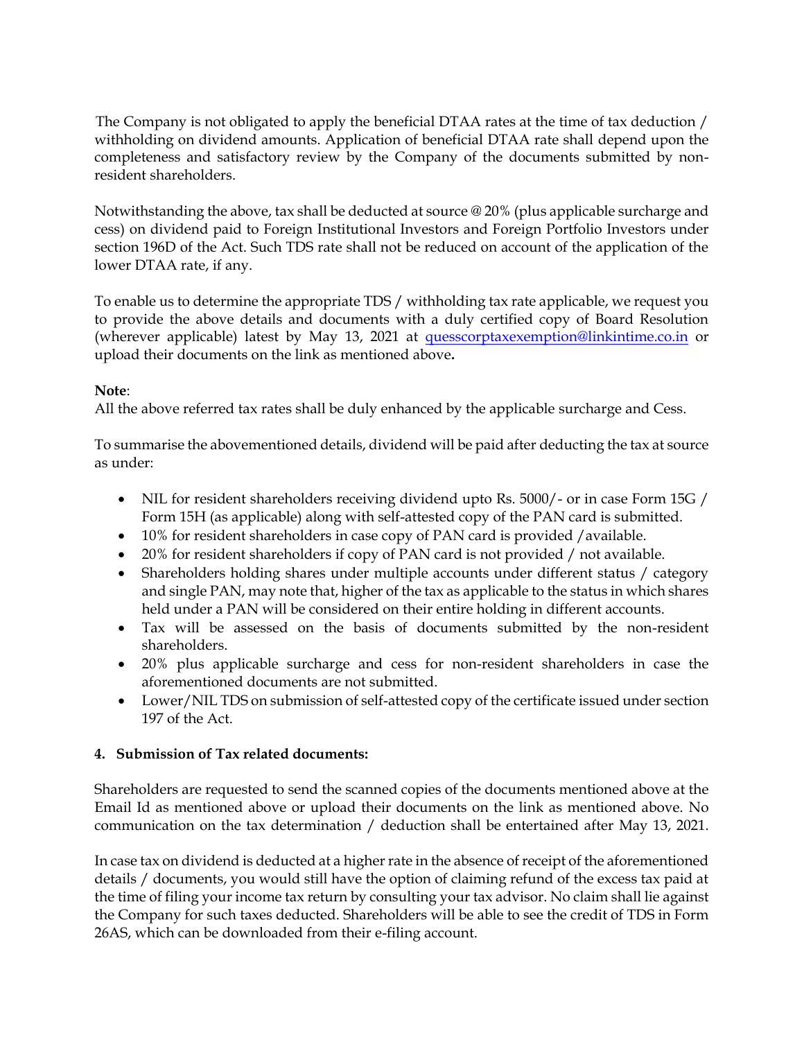The Company is not obligated to apply the beneficial DTAA rates at the time of tax deduction / withholding on dividend amounts. Application of beneficial DTAA rate shall depend upon the completeness and satisfactory review by the Company of the documents submitted by non-resident shareholders.

Notwithstanding the above, tax shall be deducted at source @ 20% (plus applicable surcharge and cess) on dividend paid to Foreign Institutional Investors and Foreign Portfolio Investors under section 196D of the Act. Such TDS rate shall not be reduced on account of the application of the lower DTAA rate, if any.

To enable us to determine the appropriate TDS / withholding tax rate applicable, we request you to provide the above details and documents with a duly certified copy of Board Resolution (wherever applicable) latest by May 13, 2021 at quesscorptaxexemption@linkintime.co.in or upload their documents on the link as mentioned above**.**

**Note**:
All the above referred tax rates shall be duly enhanced by the applicable surcharge and Cess.

To summarise the abovementioned details, dividend will be paid after deducting the tax at source as under:

- NIL for resident shareholders receiving dividend upto Rs. 5000/- or in case Form 15G / Form 15H (as applicable) along with self-attested copy of the PAN card is submitted.
- 10% for resident shareholders in case copy of PAN card is provided /available.
- 20% for resident shareholders if copy of PAN card is not provided / not available.
- Shareholders holding shares under multiple accounts under different status / category and single PAN, may note that, higher of the tax as applicable to the status in which shares held under a PAN will be considered on their entire holding in different accounts.
- Tax will be assessed on the basis of documents submitted by the non-resident shareholders.
- 20% plus applicable surcharge and cess for non-resident shareholders in case the aforementioned documents are not submitted.
- Lower/NIL TDS on submission of self-attested copy of the certificate issued under section 197 of the Act.

**4. Submission of Tax related documents:**

Shareholders are requested to send the scanned copies of the documents mentioned above at the Email Id as mentioned above or upload their documents on the link as mentioned above. No communication on the tax determination / deduction shall be entertained after May 13, 2021.

In case tax on dividend is deducted at a higher rate in the absence of receipt of the aforementioned details / documents, you would still have the option of claiming refund of the excess tax paid at the time of filing your income tax return by consulting your tax advisor. No claim shall lie against the Company for such taxes deducted. Shareholders will be able to see the credit of TDS in Form 26AS, which can be downloaded from their e-filing account.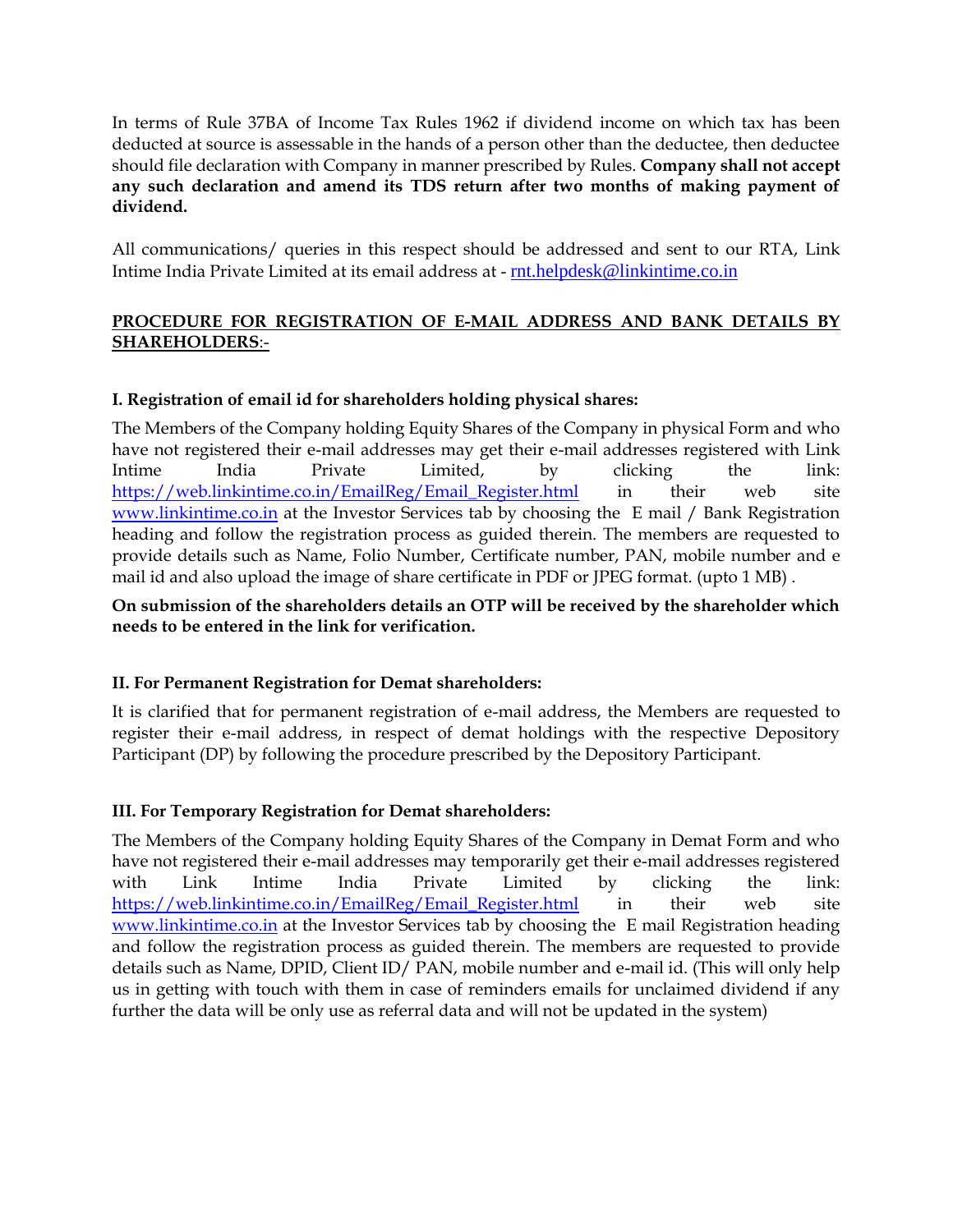In terms of Rule 37BA of Income Tax Rules 1962 if dividend income on which tax has been deducted at source is assessable in the hands of a person other than the deductee, then deductee should file declaration with Company in manner prescribed by Rules. **Company shall not accept any such declaration and amend its TDS return after two months of making payment of dividend.**

All communications/ queries in this respect should be addressed and sent to our RTA, Link Intime India Private Limited at its email address at - rnt.helpdesk@linkintime.co.in

**PROCEDURE FOR REGISTRATION OF E-MAIL ADDRESS AND BANK DETAILS BY SHAREHOLDERS**:-

**I. Registration of email id for shareholders holding physical shares:**

The Members of the Company holding Equity Shares of the Company in physical Form and who have not registered their e-mail addresses may get their e-mail addresses registered with Link Intime India Private Limited, by clicking the link: https://web.linkintime.co.in/EmailReg/Email_Register.html in their web site www.linkintime.co.in at the Investor Services tab by choosing the E mail / Bank Registration heading and follow the registration process as guided therein. The members are requested to provide details such as Name, Folio Number, Certificate number, PAN, mobile number and e mail id and also upload the image of share certificate in PDF or JPEG format. (upto 1 MB) .

**On submission of the shareholders details an OTP will be received by the shareholder which needs to be entered in the link for verification.**

**II. For Permanent Registration for Demat shareholders:**

It is clarified that for permanent registration of e-mail address, the Members are requested to register their e-mail address, in respect of demat holdings with the respective Depository Participant (DP) by following the procedure prescribed by the Depository Participant.

**III. For Temporary Registration for Demat shareholders:**

The Members of the Company holding Equity Shares of the Company in Demat Form and who have not registered their e-mail addresses may temporarily get their e-mail addresses registered with Link Intime India Private Limited by clicking the link: https://web.linkintime.co.in/EmailReg/Email_Register.html in their web site www.linkintime.co.in at the Investor Services tab by choosing the E mail Registration heading and follow the registration process as guided therein. The members are requested to provide details such as Name, DPID, Client ID/ PAN, mobile number and e-mail id. (This will only help us in getting with touch with them in case of reminders emails for unclaimed dividend if any further the data will be only use as referral data and will not be updated in the system)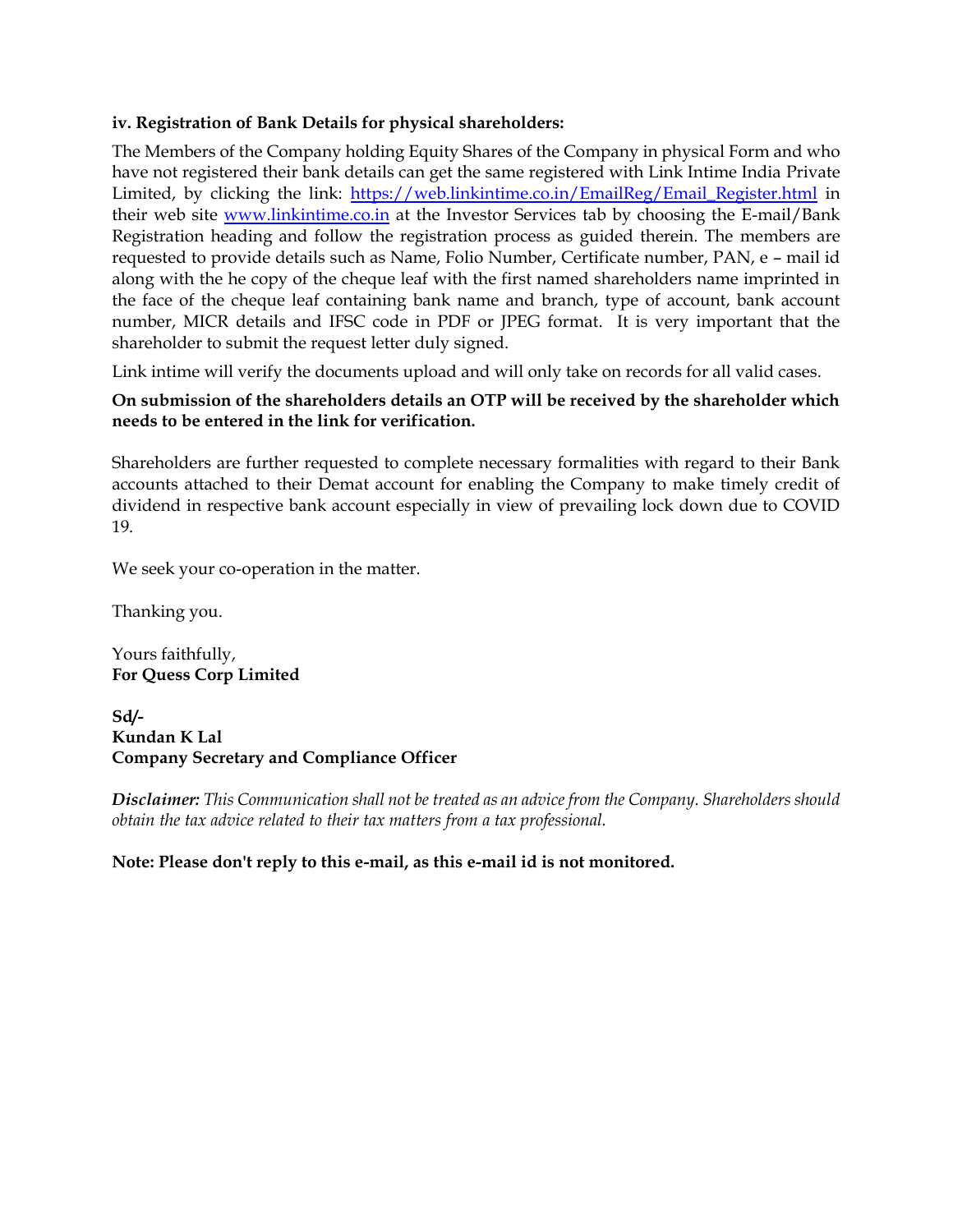**iv. Registration of Bank Details for physical shareholders:**

The Members of the Company holding Equity Shares of the Company in physical Form and who have not registered their bank details can get the same registered with Link Intime India Private Limited, by clicking the link: https://web.linkintime.co.in/EmailReg/Email_Register.html in their web site www.linkintime.co.in at the Investor Services tab by choosing the E-mail/Bank Registration heading and follow the registration process as guided therein. The members are requested to provide details such as Name, Folio Number, Certificate number, PAN, e – mail id along with the he copy of the cheque leaf with the first named shareholders name imprinted in the face of the cheque leaf containing bank name and branch, type of account, bank account number, MICR details and IFSC code in PDF or JPEG format. It is very important that the shareholder to submit the request letter duly signed.

Link intime will verify the documents upload and will only take on records for all valid cases.

**On submission of the shareholders details an OTP will be received by the shareholder which needs to be entered in the link for verification.**

Shareholders are further requested to complete necessary formalities with regard to their Bank accounts attached to their Demat account for enabling the Company to make timely credit of dividend in respective bank account especially in view of prevailing lock down due to COVID 19.

We seek your co-operation in the matter.

Thanking you.

Yours faithfully,
**For Quess Corp Limited**

**Sd/-**
**Kundan K Lal**
**Company Secretary and Compliance Officer**

***Disclaimer:*** *This Communication shall not be treated as an advice from the Company. Shareholders should obtain the tax advice related to their tax matters from a tax professional.*

**Note: Please don't reply to this e-mail, as this e-mail id is not monitored.**